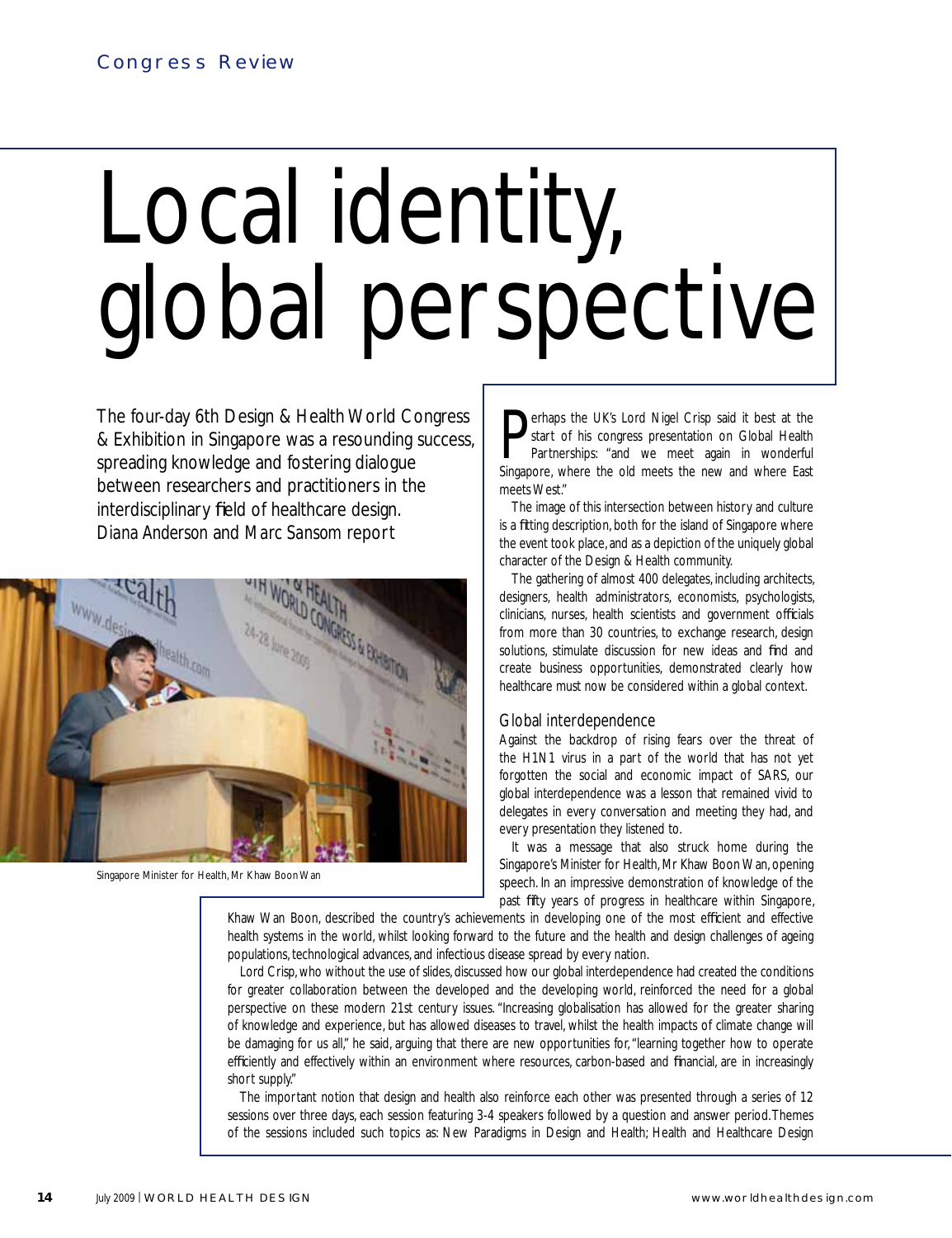# Local identity, global perspective

The four-day 6th Design & Health World Congress & Exhibition in Singapore was a resounding success, spreading knowledge and fostering dialogue between researchers and practitioners in the interdisciplinary field of healthcare design. *Diana Anderson and Marc Sansom report*

Singapore Minister for Health, Mr Khaw Boon Wan

Perhaps the UK's Lord Nigel Crisp said it best at the start of his congress presentation on Global Health Partnerships: "and we meet again in wonderful Singapore, where the old meets the new and where East meets West."

The image of this intersection between history and culture is a fitting description, both for the island of Singapore where the event took place, and as a depiction of the uniquely global character of the Design & Health community.

The gathering of almost 400 delegates, including architects, designers, health administrators, economists, psychologists, clinicians, nurses, health scientists and government officials from more than 30 countries, to exchange research, design solutions, stimulate discussion for new ideas and find and create business opportunities, demonstrated clearly how healthcare must now be considered within a global context.

## Global interdependence

Against the backdrop of rising fears over the threat of the H1N1 virus in a part of the world that has not yet forgotten the social and economic impact of SARS, our global interdependence was a lesson that remained vivid to delegates in every conversation and meeting they had, and every presentation they listened to.

It was a message that also struck home during the Singapore's Minister for Health, Mr Khaw Boon Wan, opening speech. In an impressive demonstration of knowledge of the past fifty years of progress in healthcare within Singapore, Khaw Wan Boon, described the country's achievements in developing one of the most efficient and effective health systems in the world, whilst looking forward to the future and the health and design challenges of ageing populations, technological advances, and infectious disease spread by every nation.

Lord Crisp, who without the use of slides, discussed how our global interdependence had created the conditions for greater collaboration between the developed and the developing world, reinforced the need for a global perspective on these modern 21st century issues. "Increasing globalisation has allowed for the greater sharing of knowledge and experience, but has allowed diseases to travel, whilst the health impacts of climate change will be damaging for us all," he said, arguing that there are new opportunities for, "learning together how to operate efficiently and effectively within an environment where resources, carbon-based and financial, are in increasingly short supply."

The important notion that design and health also reinforce each other was presented through a series of 12 sessions over three days, each session featuring 3-4 speakers followed by a question and answer period. Themes of the sessions included such topics as: New Paradigms in Design and Health; Health and Healthcare Design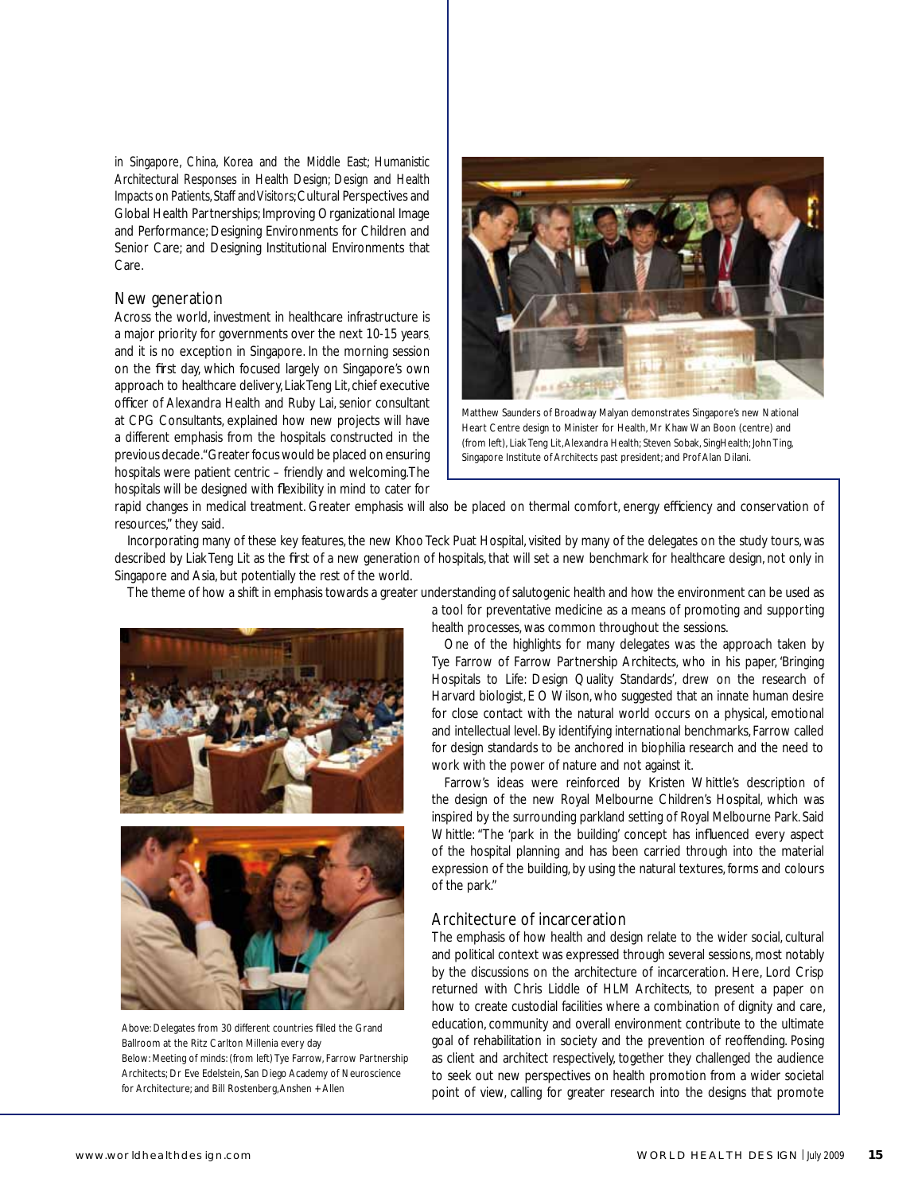in Singapore, China, Korea and the Middle East; Humanistic Architectural Responses in Health Design; Design and Health Impacts on Patients, Staff and Visitors; Cultural Perspectives and Global Health Partnerships; Improving Organizational Image and Performance; Designing Environments for Children and Senior Care; and Designing Institutional Environments that Care.

## New generation

Across the world, investment in healthcare infrastructure is a major priority for governments over the next 10-15 years, and it is no exception in Singapore. In the morning session on the first day, which focused largely on Singapore's own approach to healthcare delivery, Liak Teng Lit, chief executive officer of Alexandra Health and Ruby Lai, senior consultant at CPG Consultants, explained how new projects will have a different emphasis from the hospitals constructed in the previous decade. "Greater focus would be placed on ensuring hospitals were patient centric – friendly and welcoming. The hospitals will be designed with flexibility in mind to cater for rapid changes in medical treatment. Greater emphasis will also be placed on thermal comfort, energy efficiency and conservation of resources," they said.

Matthew Saunders of Broadway Malyan demonstrates Singapore's new National Heart Centre design to Minister for Health, Mr Khaw Wan Boon (centre) and (from left), Liak Teng Lit, Alexandra Health; Steven Sobak, SingHealth; John Ting, Singapore Institute of Architects past president; and Prof Alan Dilani.

Incorporating many of these key features, the new Khoo Teck Puat Hospital, visited by many of the delegates on the study tours, was described by Liak Teng Lit as the first of a new generation of hospitals, that will set a new benchmark for healthcare design, not only in Singapore and Asia, but potentially the rest of the world.

The theme of how a shift in emphasis towards a greater understanding of salutogenic health and how the environment can be used as a tool for preventative medicine as a means of promoting and supporting health processes, was common throughout the sessions.

One of the highlights for many delegates was the approach taken by Tye Farrow of Farrow Partnership Architects, who in his paper, 'Bringing Hospitals to Life: Design Quality Standards', drew on the research of Harvard biologist, E O Wilson, who suggested that an innate human desire for close contact with the natural world occurs on a physical, emotional and intellectual level. By identifying international benchmarks, Farrow called for design standards to be anchored in biophilia research and the need to work with the power of nature and not against it.

Farrow's ideas were reinforced by Kristen Whittle's description of the design of the new Royal Melbourne Children's Hospital, which was inspired by the surrounding parkland setting of Royal Melbourne Park. Said Whittle: "The 'park in the building' concept has influenced every aspect of the hospital planning and has been carried through into the material expression of the building, by using the natural textures, forms and colours of the park."

Above: Delegates from 30 different countries filled the Grand Ballroom at the Ritz Carlton Millenia every day
Below: Meeting of minds: (from left) Tye Farrow, Farrow Partnership Architects; Dr Eve Edelstein, San Diego Academy of Neuroscience for Architecture; and Bill Rostenberg, Anshen + Allen

## Architecture of incarceration

The emphasis of how health and design relate to the wider social, cultural and political context was expressed through several sessions, most notably by the discussions on the architecture of incarceration. Here, Lord Crisp returned with Chris Liddle of HLM Architects, to present a paper on how to create custodial facilities where a combination of dignity and care, education, community and overall environment contribute to the ultimate goal of rehabilitation in society and the prevention of reoffending. Posing as client and architect respectively, together they challenged the audience to seek out new perspectives on health promotion from a wider societal point of view, calling for greater research into the designs that promote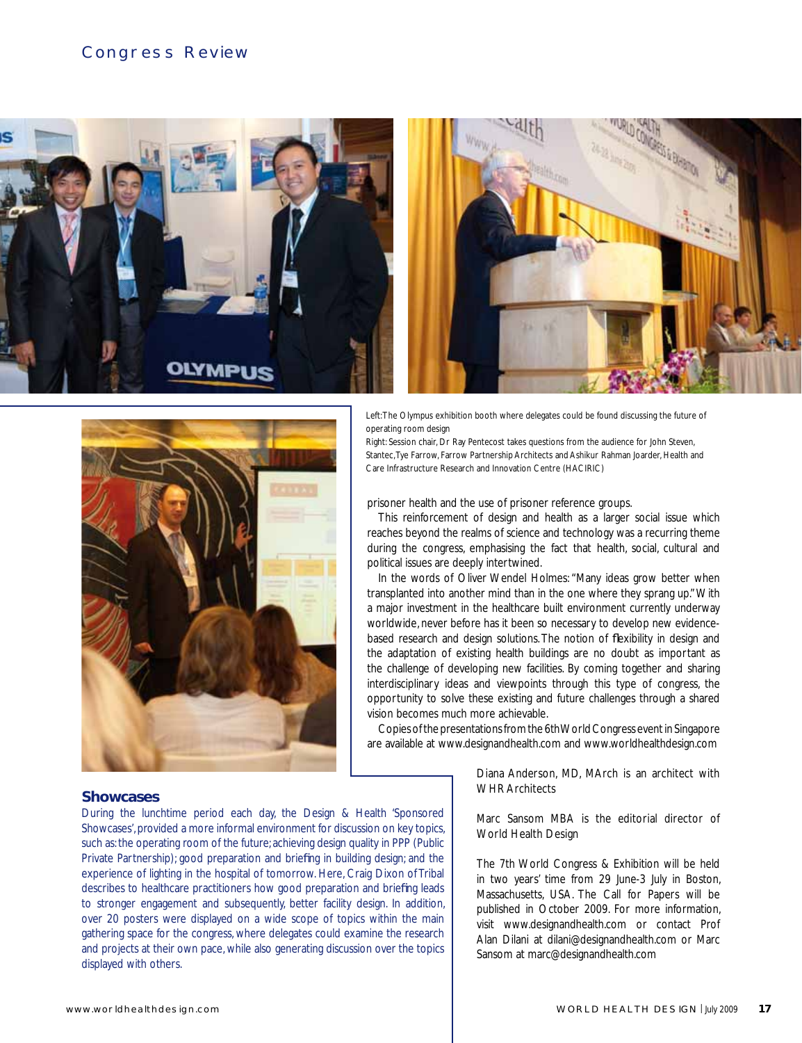Left: The Olympus exhibition booth where delegates could be found discussing the future of operating room design

Right: Session chair, Dr Ray Pentecost takes questions from the audience for John Steven, Stantec, Tye Farrow, Farrow Partnership Architects and Ashikur Rahman Joarder, Health and Care Infrastructure Research and Innovation Centre (HACIRIC)

prisoner health and the use of prisoner reference groups.

This reinforcement of design and health as a larger social issue which reaches beyond the realms of science and technology was a recurring theme during the congress, emphasising the fact that health, social, cultural and political issues are deeply intertwined.

In the words of Oliver Wendel Holmes: "Many ideas grow better when transplanted into another mind than in the one where they sprang up." With a major investment in the healthcare built environment currently underway worldwide, never before has it been so necessary to develop new evidence-based research and design solutions. The notion of flexibility in design and the adaptation of existing health buildings are no doubt as important as the challenge of developing new facilities. By coming together and sharing interdisciplinary ideas and viewpoints through this type of congress, the opportunity to solve these existing and future challenges through a shared vision becomes much more achievable.

Copies of the presentations from the 6th World Congress event in Singapore are available at www.designandhealth.com and www.worldhealthdesign.com

## Showcases

During the lunchtime period each day, the Design & Health 'Sponsored Showcases', provided a more informal environment for discussion on key topics, such as: the operating room of the future; achieving design quality in PPP (Public Private Partnership); good preparation and briefing in building design; and the experience of lighting in the hospital of tomorrow. Here, Craig Dixon of Tribal describes to healthcare practitioners how good preparation and briefing leads to stronger engagement and subsequently, better facility design. In addition, over 20 posters were displayed on a wide scope of topics within the main gathering space for the congress, where delegates could examine the research and projects at their own pace, while also generating discussion over the topics displayed with others.

Diana Anderson, MD, MArch is an architect with WHR Architects

Marc Sansom MBA is the editorial director of World Health Design

The 7th World Congress & Exhibition will be held in two years' time from 29 June-3 July in Boston, Massachusetts, USA. The Call for Papers will be published in October 2009. For more information, visit www.designandhealth.com or contact Prof Alan Dilani at dilani@designandhealth.com or Marc Sansom at marc@designandhealth.com